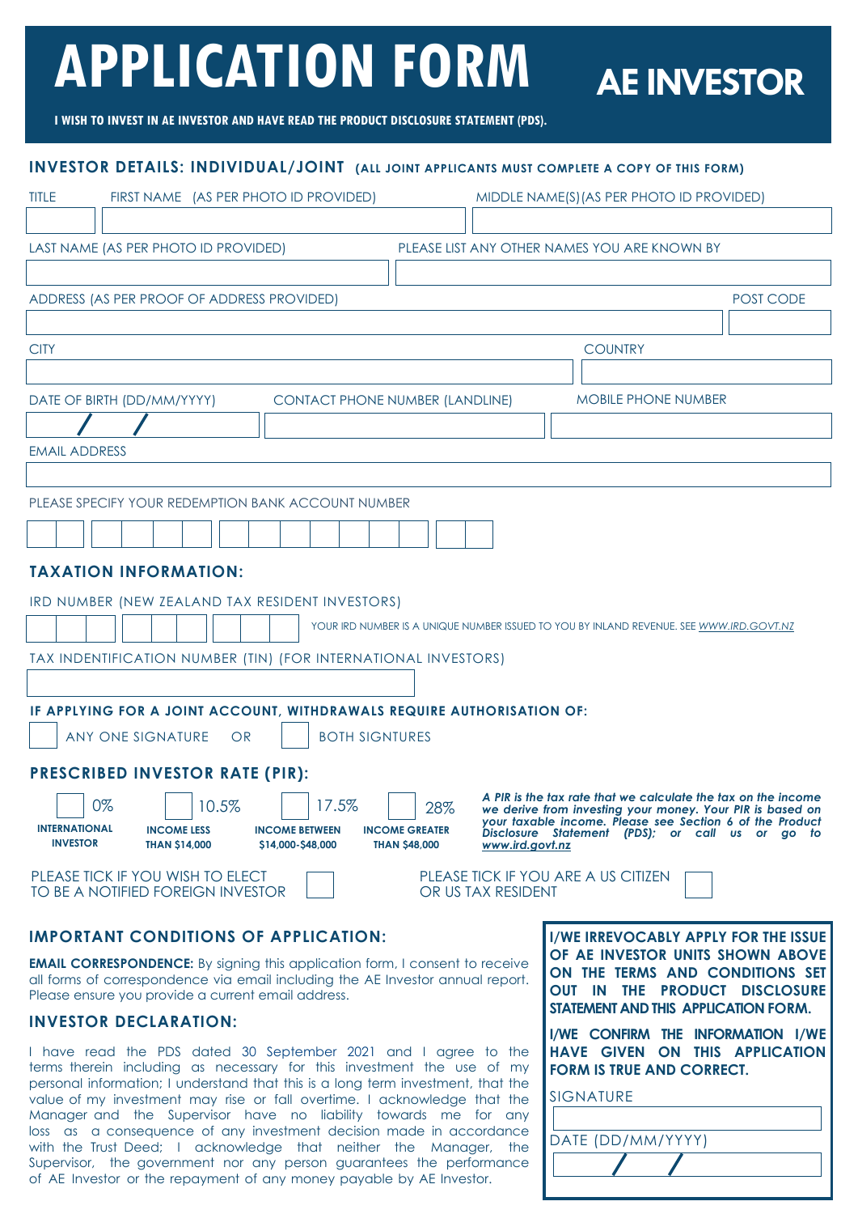# APPLICATION FORM

# AE INVESTOR

**I WISH TO INVEST IN AE INVESTOR AND HAVE READ THE PRODUCT DISCLOSURE STATEMENT (PDS).**

## INVESTOR DETAILS: INDIVIDUAL/JOINT (ALL JOINT APPLICANTS MUST COMPLETE A COPY OF THIS FORM)

TITLE

FIRST NAME (AS PER PHOTO ID PROVIDED)

MIDDLE NAME(S)(AS PER PHOTO ID PROVIDED)

LAST NAME (AS PER PHOTO ID PROVIDED)

PLEASE LIST ANY OTHER NAMES YOU ARE KNOWN BY

ADDRESS (AS PER PROOF OF ADDRESS PROVIDED)

POST CODE

CITY

COUNTRY

DATE OF BIRTH (DD/MM/YYYY) / /

CONTACT PHONE NUMBER (LANDLINE)

MOBILE PHONE NUMBER

EMAIL ADDRESS

PLEASE SPECIFY YOUR REDEMPTION BANK ACCOUNT NUMBER

## TAXATION INFORMATION:

IRD NUMBER (NEW ZEALAND TAX RESIDENT INVESTORS)

YOUR IRD NUMBER IS A UNIQUE NUMBER ISSUED TO YOU BY INLAND REVENUE. SEE *WWW.IRD.GOVT.NZ*

TAX INDENTIFICATION NUMBER (TIN) (FOR INTERNATIONAL INVESTORS)

**IF APPLYING FOR A JOINT ACCOUNT, WITHDRAWALS REQUIRE AUTHORISATION OF:**

☐ ANY ONE SIGNATURE OR ☐ BOTH SIGNTURES

## PRESCRIBED INVESTOR RATE (PIR):

☐ 0% **INTERNATIONAL INVESTOR**

☐ 10.5% **INCOME LESS THAN $14,000**

☐ 17.5% **INCOME BETWEEN $14,000-$48,000**

☐ 28% **INCOME GREATER THAN $48,000**

***A PIR is the tax rate that we calculate the tax on the income we derive from investing your money. Your PIR is based on your taxable income. Please see Section 6 of the Product Disclosure Statement (PDS); or call us or go to www.ird.govt.nz***

PLEASE TICK IF YOU WISH TO ELECT TO BE A NOTIFIED FOREIGN INVESTOR ☐

PLEASE TICK IF YOU ARE A US CITIZEN OR US TAX RESIDENT ☐

## IMPORTANT CONDITIONS OF APPLICATION:

**EMAIL CORRESPONDENCE:** By signing this application form, I consent to receive all forms of correspondence via email including the AE Investor annual report. Please ensure you provide a current email address.

## INVESTOR DECLARATION:

I have read the PDS dated 30 September 2021 and I agree to the terms therein including as necessary for this investment the use of my personal information; I understand that this is a long term investment, that the value of my investment may rise or fall overtime. I acknowledge that the Manager and the Supervisor have no liability towards me for any loss as a consequence of any investment decision made in accordance with the Trust Deed; I acknowledge that neither the Manager, the Supervisor, the government nor any person guarantees the performance of AE Investor or the repayment of any money payable by AE Investor.

**I/WE IRREVOCABLY APPLY FOR THE ISSUE OF AE INVESTOR UNITS SHOWN ABOVE ON THE TERMS AND CONDITIONS SET OUT IN THE PRODUCT DISCLOSURE STATEMENT AND THIS APPLICATION FORM.**

**I/WE CONFIRM THE INFORMATION I/WE HAVE GIVEN ON THIS APPLICATION FORM IS TRUE AND CORRECT.**

SIGNATURE

DATE (DD/MM/YYYY) / /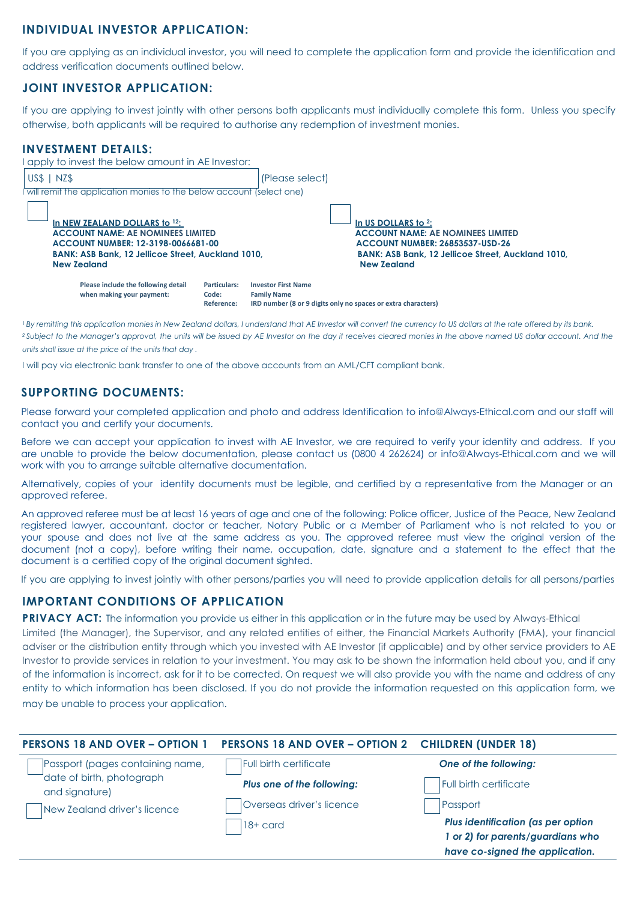## INDIVIDUAL INVESTOR APPLICATION:

If you are applying as an individual investor, you will need to complete the application form and provide the identification and address verification documents outlined below.

## JOINT INVESTOR APPLICATION:

If you are applying to invest jointly with other persons both applicants must individually complete this form. Unless you specify otherwise, both applicants will be required to authorise any redemption of investment monies.

## INVESTMENT DETAILS:

I apply to invest the below amount in AE Investor:

US$ | NZ$ (Please select)

I will remit the application monies to the below account (select one)

☐ **In NEW ZEALAND DOLLARS to [1][2]:**
**ACCOUNT NAME: AE NOMINEES LIMITED**
**ACCOUNT NUMBER: 12-3198-0066681-00**
**BANK: ASB Bank, 12 Jellicoe Street, Auckland 1010, New Zealand**

☐ **In US DOLLARS to [2]:**
**ACCOUNT NAME: AE NOMINEES LIMITED**
**ACCOUNT NUMBER: 26853537-USD-26**
**BANK: ASB Bank, 12 Jellicoe Street, Auckland 1010, New Zealand**

**Please include the following detail when making your payment:**

| | |
|---|---|
| **Particulars:** | **Investor First Name** |
| **Code:** | **Family Name** |
| **Reference:** | **IRD number (8 or 9 digits only no spaces or extra characters)** |

*[1] By remitting this application monies in New Zealand dollars, I understand that AE Investor will convert the currency to US dollars at the rate offered by its bank.*
*[2] Subject to the Manager's approval, the units will be issued by AE Investor on the day it receives cleared monies in the above named US dollar account. And the units shall issue at the price of the units that day .*

I will pay via electronic bank transfer to one of the above accounts from an AML/CFT compliant bank.

## SUPPORTING DOCUMENTS:

Please forward your completed application and photo and address Identification to info@Always-Ethical.com and our staff will contact you and certify your documents.

Before we can accept your application to invest with AE Investor, we are required to verify your identity and address. If you are unable to provide the below documentation, please contact us (0800 4 262624) or info@Always-Ethical.com and we will work with you to arrange suitable alternative documentation.

Alternatively, copies of your identity documents must be legible, and certified by a representative from the Manager or an approved referee.

An approved referee must be at least 16 years of age and one of the following: Police officer, Justice of the Peace, New Zealand registered lawyer, accountant, doctor or teacher, Notary Public or a Member of Parliament who is not related to you or your spouse and does not live at the same address as you. The approved referee must view the original version of the document (not a copy), before writing their name, occupation, date, signature and a statement to the effect that the document is a certified copy of the original document sighted.

If you are applying to invest jointly with other persons/parties you will need to provide application details for all persons/parties

## IMPORTANT CONDITIONS OF APPLICATION

**PRIVACY ACT:** The information you provide us either in this application or in the future may be used by Always-Ethical Limited (the Manager), the Supervisor, and any related entities of either, the Financial Markets Authority (FMA), your financial adviser or the distribution entity through which you invested with AE Investor (if applicable) and by other service providers to AE Investor to provide services in relation to your investment. You may ask to be shown the information held about you, and if any of the information is incorrect, ask for it to be corrected. On request we will also provide you with the name and address of any entity to which information has been disclosed. If you do not provide the information requested on this application form, we may be unable to process your application.

| PERSONS 18 AND OVER – OPTION 1 | PERSONS 18 AND OVER – OPTION 2 | CHILDREN (UNDER 18) |
|---|---|---|
| ☐ Passport (pages containing name, date of birth, photograph and signature) | ☐ Full birth certificate | ***One of the following:*** |
| ☐ New Zealand driver's licence | ***Plus one of the following:*** | ☐ Full birth certificate |
| | ☐ Overseas driver's licence | ☐ Passport |
| | ☐ 18+ card | ***Plus identification (as per option 1 or 2) for parents/guardians who have co-signed the application.*** |